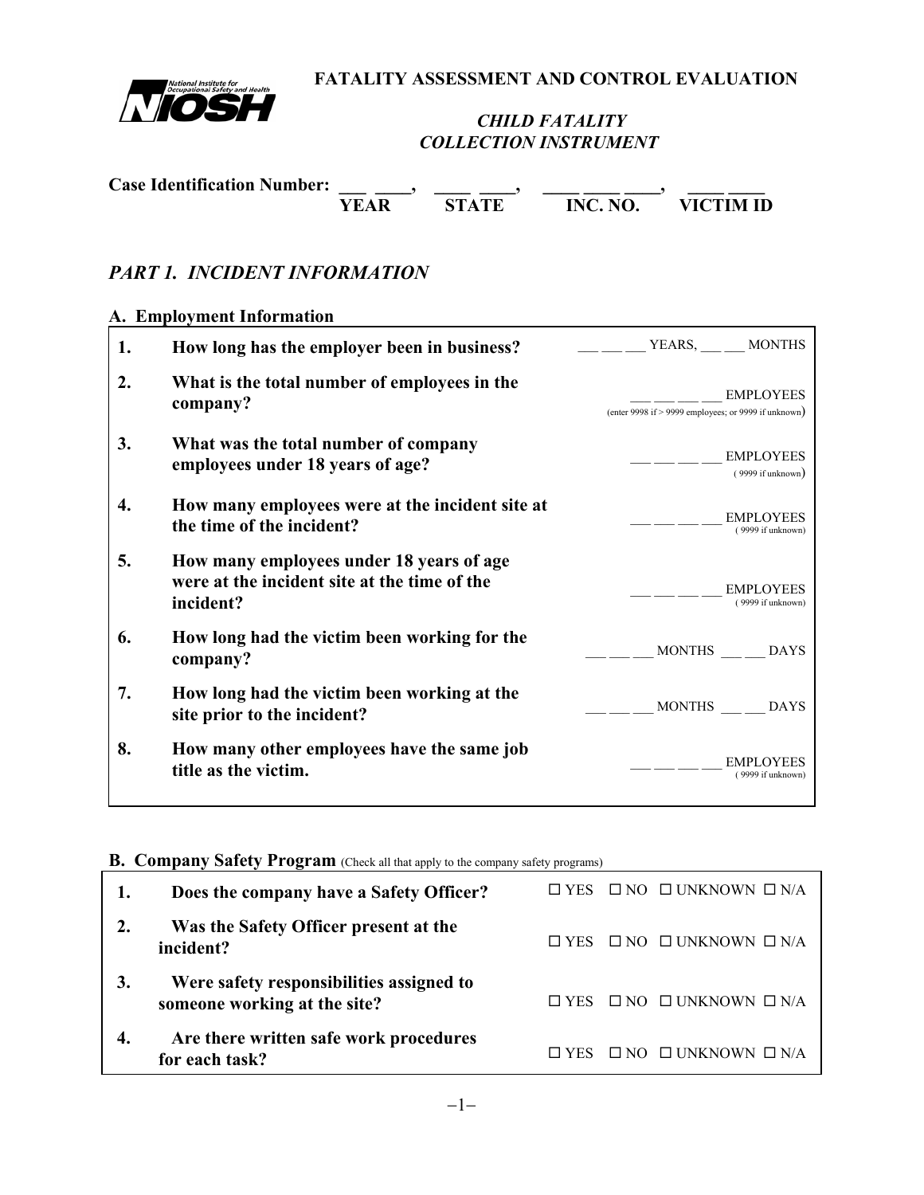**FATALITY ASSESSMENT AND CONTROL EVALUATION**

*CHILD FATALITY*
*COLLECTION INSTRUMENT*

**Case Identification Number:** ___ ____, ____ ____, ____ ____ ____, ____ ____
**YEAR STATE INC. NO. VICTIM ID**

## *PART 1. INCIDENT INFORMATION*

### A. Employment Information

| | | |
|---|---|---|
| **1.** | **How long has the employer been in business?** | ___ ___ ___ YEARS, ___ ___ MONTHS |
| **2.** | **What is the total number of employees in the company?** | ___ ___ ___ ___ EMPLOYEES (enter 9998 if > 9999 employees; or 9999 if unknown) |
| **3.** | **What was the total number of company employees under 18 years of age?** | ___ ___ ___ ___ EMPLOYEES ( 9999 if unknown) |
| **4.** | **How many employees were at the incident site at the time of the incident?** | ___ ___ ___ ___ EMPLOYEES ( 9999 if unknown) |
| **5.** | **How many employees under 18 years of age were at the incident site at the time of the incident?** | ___ ___ ___ ___ EMPLOYEES ( 9999 if unknown) |
| **6.** | **How long had the victim been working for the company?** | ___ ___ ___ MONTHS ___ ___ DAYS |
| **7.** | **How long had the victim been working at the site prior to the incident?** | ___ ___ ___ MONTHS ___ ___ DAYS |
| **8.** | **How many other employees have the same job title as the victim.** | ___ ___ ___ ___ EMPLOYEES ( 9999 if unknown) |

### B. Company Safety Program (Check all that apply to the company safety programs)

| | | |
|---|---|---|
| **1.** | **Does the company have a Safety Officer?** | ☐ YES ☐ NO ☐ UNKNOWN ☐ N/A |
| **2.** | **Was the Safety Officer present at the incident?** | ☐ YES ☐ NO ☐ UNKNOWN ☐ N/A |
| **3.** | **Were safety responsibilities assigned to someone working at the site?** | ☐ YES ☐ NO ☐ UNKNOWN ☐ N/A |
| **4.** | **Are there written safe work procedures for each task?** | ☐ YES ☐ NO ☐ UNKNOWN ☐ N/A |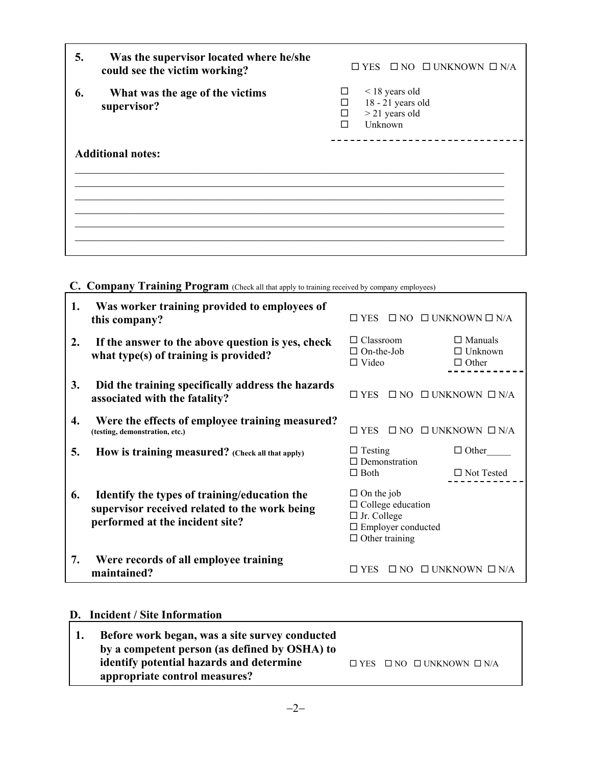| | | |
|---|---|---|
| 5. | **Was the supervisor located where he/she could see the victim working?** | ☐ YES ☐ NO ☐ UNKNOWN ☐ N/A |
| 6. | **What was the age of the victims supervisor?** | ☐ < 18 years old<br>☐ 18 - 21 years old<br>☐ > 21 years old<br>☐ Unknown |

**Additional notes:**

\_\_\_\_\_\_\_\_\_\_\_\_\_\_\_\_\_\_\_\_\_\_\_\_\_\_\_\_\_\_\_\_\_\_\_\_\_\_\_\_\_\_\_\_\_\_\_\_\_\_\_\_\_\_\_\_\_\_\_\_\_\_\_\_\_\_\_\_\_\_\_\_
\_\_\_\_\_\_\_\_\_\_\_\_\_\_\_\_\_\_\_\_\_\_\_\_\_\_\_\_\_\_\_\_\_\_\_\_\_\_\_\_\_\_\_\_\_\_\_\_\_\_\_\_\_\_\_\_\_\_\_\_\_\_\_\_\_\_\_\_\_\_\_\_
\_\_\_\_\_\_\_\_\_\_\_\_\_\_\_\_\_\_\_\_\_\_\_\_\_\_\_\_\_\_\_\_\_\_\_\_\_\_\_\_\_\_\_\_\_\_\_\_\_\_\_\_\_\_\_\_\_\_\_\_\_\_\_\_\_\_\_\_\_\_\_\_
\_\_\_\_\_\_\_\_\_\_\_\_\_\_\_\_\_\_\_\_\_\_\_\_\_\_\_\_\_\_\_\_\_\_\_\_\_\_\_\_\_\_\_\_\_\_\_\_\_\_\_\_\_\_\_\_\_\_\_\_\_\_\_\_\_\_\_\_\_\_\_\_
\_\_\_\_\_\_\_\_\_\_\_\_\_\_\_\_\_\_\_\_\_\_\_\_\_\_\_\_\_\_\_\_\_\_\_\_\_\_\_\_\_\_\_\_\_\_\_\_\_\_\_\_\_\_\_\_\_\_\_\_\_\_\_\_\_\_\_\_\_\_\_\_
\_\_\_\_\_\_\_\_\_\_\_\_\_\_\_\_\_\_\_\_\_\_\_\_\_\_\_\_\_\_\_\_\_\_\_\_\_\_\_\_\_\_\_\_\_\_\_\_\_\_\_\_\_\_\_\_\_\_\_\_\_\_\_\_\_\_\_\_\_\_\_\_

## C. Company Training Program (Check all that apply to training received by company employees)

| | | | |
|---|---|---|---|
| 1. | **Was worker training provided to employees of this company?** | ☐ YES ☐ NO ☐ UNKNOWN ☐ N/A | |
| 2. | **If the answer to the above question is yes, check what type(s) of training is provided?** | ☐ Classroom<br>☐ On-the-Job<br>☐ Video | ☐ Manuals<br>☐ Unknown<br>☐ Other |
| 3. | **Did the training specifically address the hazards associated with the fatality?** | ☐ YES ☐ NO ☐ UNKNOWN ☐ N/A | |
| 4. | **Were the effects of employee training measured? (testing, demonstration, etc.)** | ☐ YES ☐ NO ☐ UNKNOWN ☐ N/A | |
| 5. | **How is training measured? (Check all that apply)** | ☐ Testing<br>☐ Demonstration<br>☐ Both | ☐ Other\_\_\_\_\_<br><br>☐ Not Tested |
| 6. | **Identify the types of training/education the supervisor received related to the work being performed at the incident site?** | ☐ On the job<br>☐ College education<br>☐ Jr. College<br>☐ Employer conducted<br>☐ Other training | |
| 7. | **Were records of all employee training maintained?** | ☐ YES ☐ NO ☐ UNKNOWN ☐ N/A | |

## D. Incident / Site Information

| | | |
|---|---|---|
| 1. | **Before work began, was a site survey conducted by a competent person (as defined by OSHA) to identify potential hazards and determine appropriate control measures?** | ☐ YES ☐ NO ☐ UNKNOWN ☐ N/A |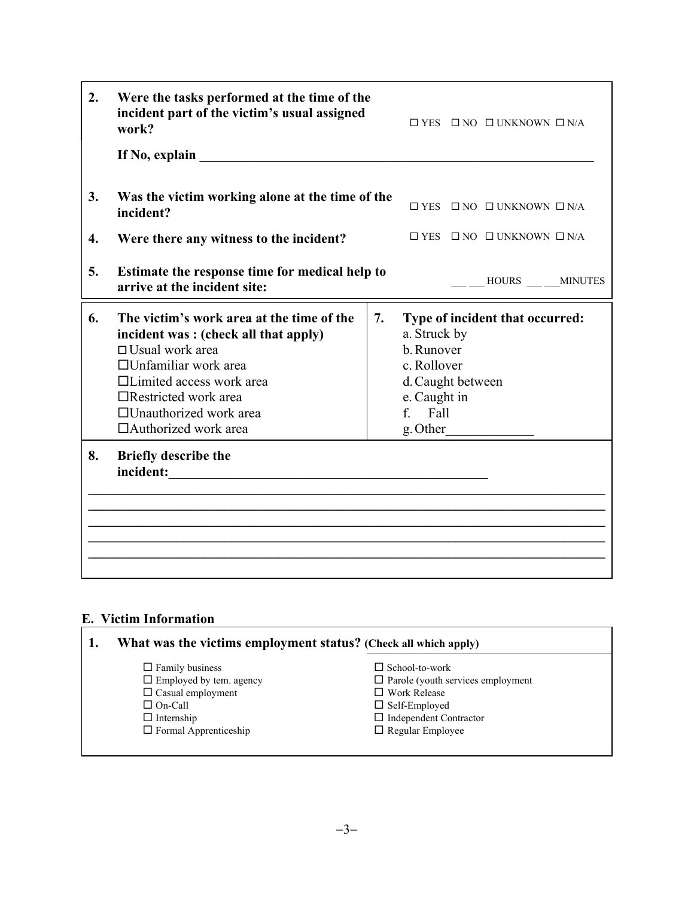2. **Were the tasks performed at the time of the incident part of the victim's usual assigned work?** ☐ YES ☐ NO ☐ UNKNOWN ☐ N/A

   **If No, explain** ____________________________________________________________

3. **Was the victim working alone at the time of the incident?** ☐ YES ☐ NO ☐ UNKNOWN ☐ N/A

4. **Were there any witness to the incident?** ☐ YES ☐ NO ☐ UNKNOWN ☐ N/A

5. **Estimate the response time for medical help to arrive at the incident site:** ___ ___ HOURS ___ ___MINUTES

6. **The victim's work area at the time of the incident was : (check all that apply)**
   - ☐ Usual work area
   - ☐ Unfamiliar work area
   - ☐ Limited access work area
   - ☐ Restricted work area
   - ☐ Unauthorized work area
   - ☐ Authorized work area

7. **Type of incident that occurred:**
   - a. Struck by
   - b. Runover
   - c. Rollover
   - d. Caught between
   - e. Caught in
   - f. Fall
   - g. Other_____________

8. **Briefly describe the incident:**_______________________________________________

______________________________________________________________________________

______________________________________________________________________________

______________________________________________________________________________

______________________________________________________________________________

______________________________________________________________________________

## E. Victim Information

1. **What was the victims employment status? (Check all which apply)**

   - ☐ Family business
   - ☐ Employed by tem. agency
   - ☐ Casual employment
   - ☐ On-Call
   - ☐ Internship
   - ☐ Formal Apprenticeship
   - ☐ School-to-work
   - ☐ Parole (youth services employment
   - ☐ Work Release
   - ☐ Self-Employed
   - ☐ Independent Contractor
   - ☐ Regular Employee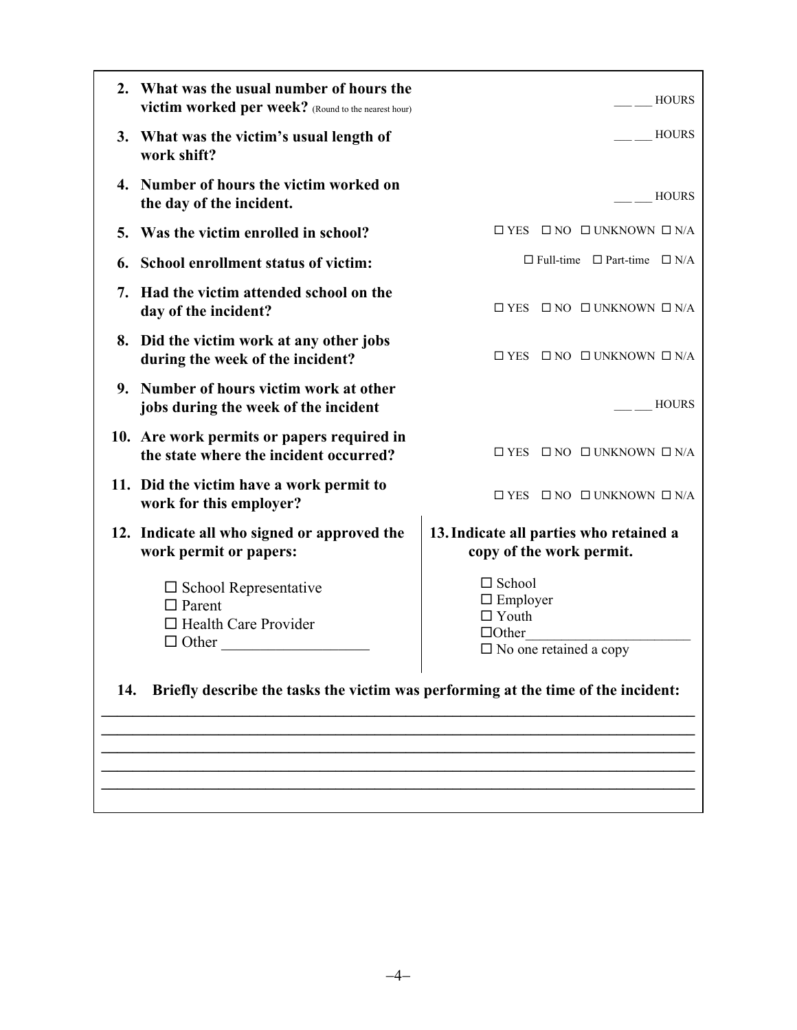**2. What was the usual number of hours the victim worked per week?** (Round to the nearest hour) ___ ___ HOURS

**3. What was the victim's usual length of work shift?** ___ ___ HOURS

**4. Number of hours the victim worked on the day of the incident.** ___ ___ HOURS

**5. Was the victim enrolled in school?** ☐ YES ☐ NO ☐ UNKNOWN ☐ N/A

**6. School enrollment status of victim:** ☐ Full-time ☐ Part-time ☐ N/A

**7. Had the victim attended school on the day of the incident?** ☐ YES ☐ NO ☐ UNKNOWN ☐ N/A

**8. Did the victim work at any other jobs during the week of the incident?** ☐ YES ☐ NO ☐ UNKNOWN ☐ N/A

**9. Number of hours victim work at other jobs during the week of the incident** ___ ___ HOURS

**10. Are work permits or papers required in the state where the incident occurred?** ☐ YES ☐ NO ☐ UNKNOWN ☐ N/A

**11. Did the victim have a work permit to work for this employer?** ☐ YES ☐ NO ☐ UNKNOWN ☐ N/A

**12. Indicate all who signed or approved the work permit or papers:**

- ☐ School Representative
- ☐ Parent
- ☐ Health Care Provider
- ☐ Other ___________________

**13. Indicate all parties who retained a copy of the work permit.**

- ☐ School
- ☐ Employer
- ☐ Youth
- ☐ Other_______________________
- ☐ No one retained a copy

**14. Briefly describe the tasks the victim was performing at the time of the incident:**

_______________________________________________________________________________

_______________________________________________________________________________

_______________________________________________________________________________

_______________________________________________________________________________

_______________________________________________________________________________